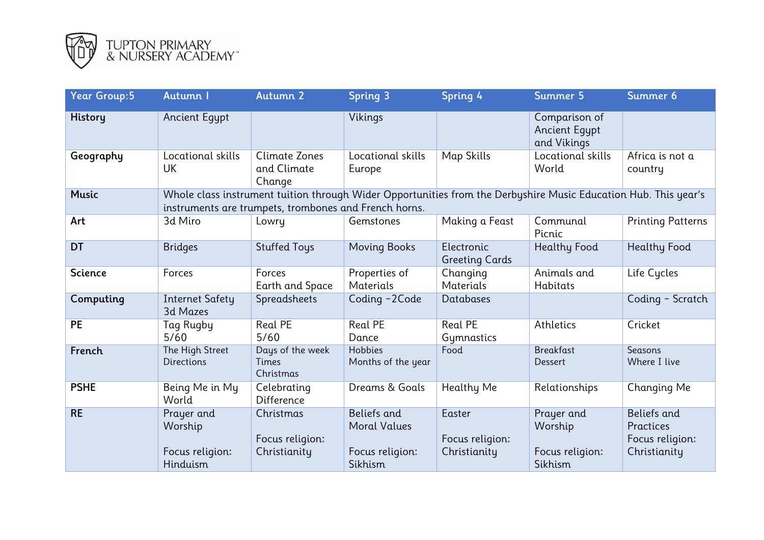TUPTON PRIMARY & NURSERY ACADEMY

| Year Group:5 | Autumn 1 | Autumn 2 | Spring 3 | Spring 4 | Summer 5 | Summer 6 |
|---|---|---|---|---|---|---|
| **History** | Ancient Egypt | | Vikings | | Comparison of Ancient Egypt and Vikings | |
| **Geography** | Locational skills UK | Climate Zones and Climate Change | Locational skills Europe | Map Skills | Locational skills World | Africa is not a country |
| **Music** | Whole class instrument tuition through Wider Opportunities from the Derbyshire Music Education Hub. This year's instruments are trumpets, trombones and French horns. | | | | | |
| **Art** | 3d Miro | Lowry | Gemstones | Making a Feast | Communal Picnic | Printing Patterns |
| **DT** | Bridges | Stuffed Toys | Moving Books | Electronic Greeting Cards | Healthy Food | Healthy Food |
| **Science** | Forces | Forces<br>Earth and Space | Properties of Materials | Changing Materials | Animals and Habitats | Life Cycles |
| **Computing** | Internet Safety<br>3d Mazes | Spreadsheets | Coding -2Code | Databases | | Coding - Scratch |
| **PE** | Tag Rugby<br>5/60 | Real PE<br>5/60 | Real PE<br>Dance | Real PE<br>Gymnastics | Athletics | Cricket |
| **French** | The High Street<br>Directions | Days of the week<br>Times<br>Christmas | Hobbies<br>Months of the year | Food | Breakfast<br>Dessert | Seasons<br>Where I live |
| **PSHE** | Being Me in My World | Celebrating Difference | Dreams & Goals | Healthy Me | Relationships | Changing Me |
| **RE** | Prayer and Worship<br><br>Focus religion: Hinduism | Christmas<br><br>Focus religion: Christianity | Beliefs and Moral Values<br><br>Focus religion: Sikhism | Easter<br><br>Focus religion: Christianity | Prayer and Worship<br><br>Focus religion: Sikhism | Beliefs and Practices<br>Focus religion: Christianity |